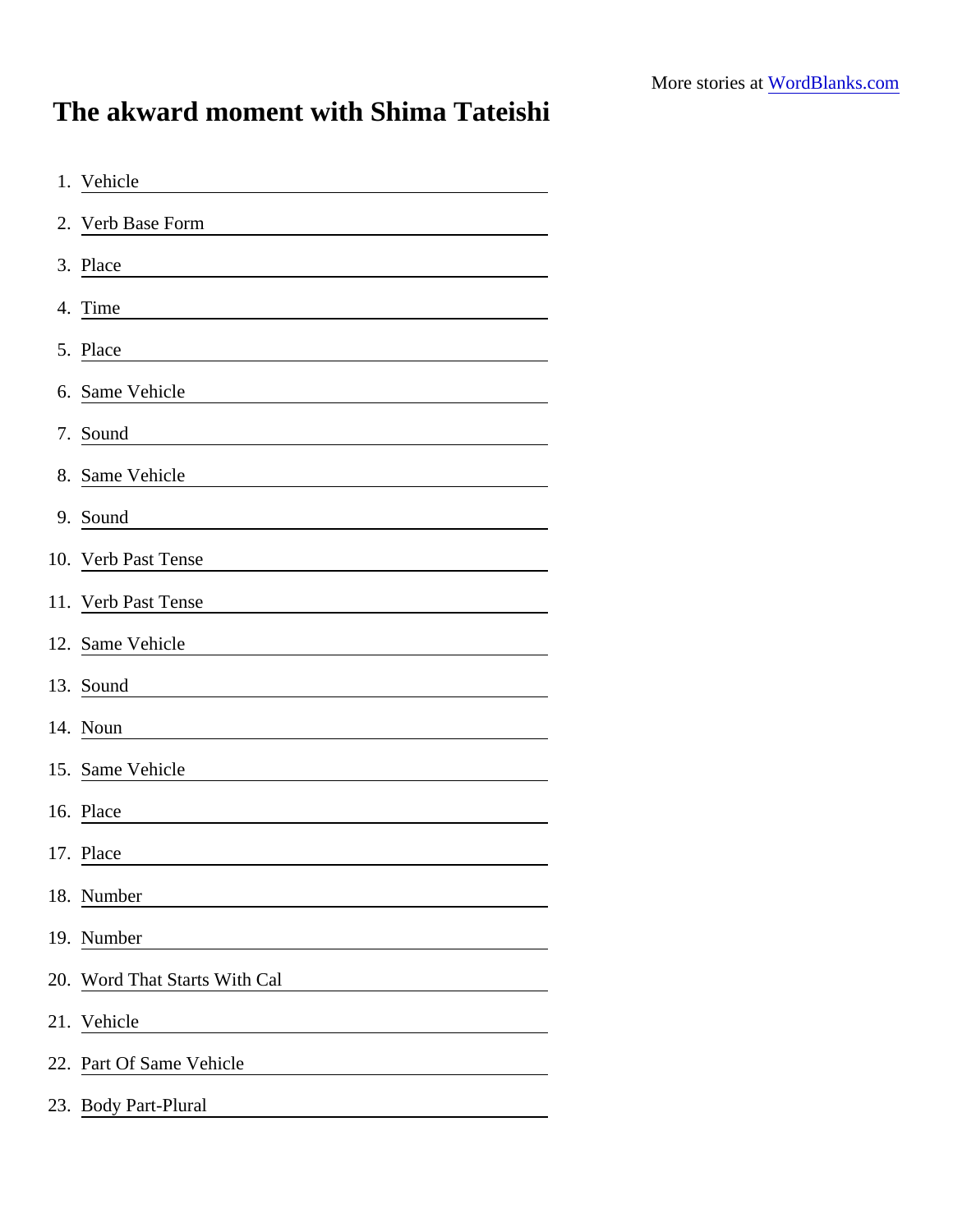More stories at [WordBlanks.com](https://www.wordblanks.com)

# The akward moment with Shima Tateishi

1. Vehicle ______________________
2. Verb Base Form ______________________
3. Place ______________________
4. Time ______________________
5. Place ______________________
6. Same Vehicle ______________________
7. Sound ______________________
8. Same Vehicle ______________________
9. Sound ______________________
10. Verb Past Tense ______________________
11. Verb Past Tense ______________________
12. Same Vehicle ______________________
13. Sound ______________________
14. Noun ______________________
15. Same Vehicle ______________________
16. Place ______________________
17. Place ______________________
18. Number ______________________
19. Number ______________________
20. Word That Starts With Cal ______________________
21. Vehicle ______________________
22. Part Of Same Vehicle ______________________
23. Body Part-Plural ______________________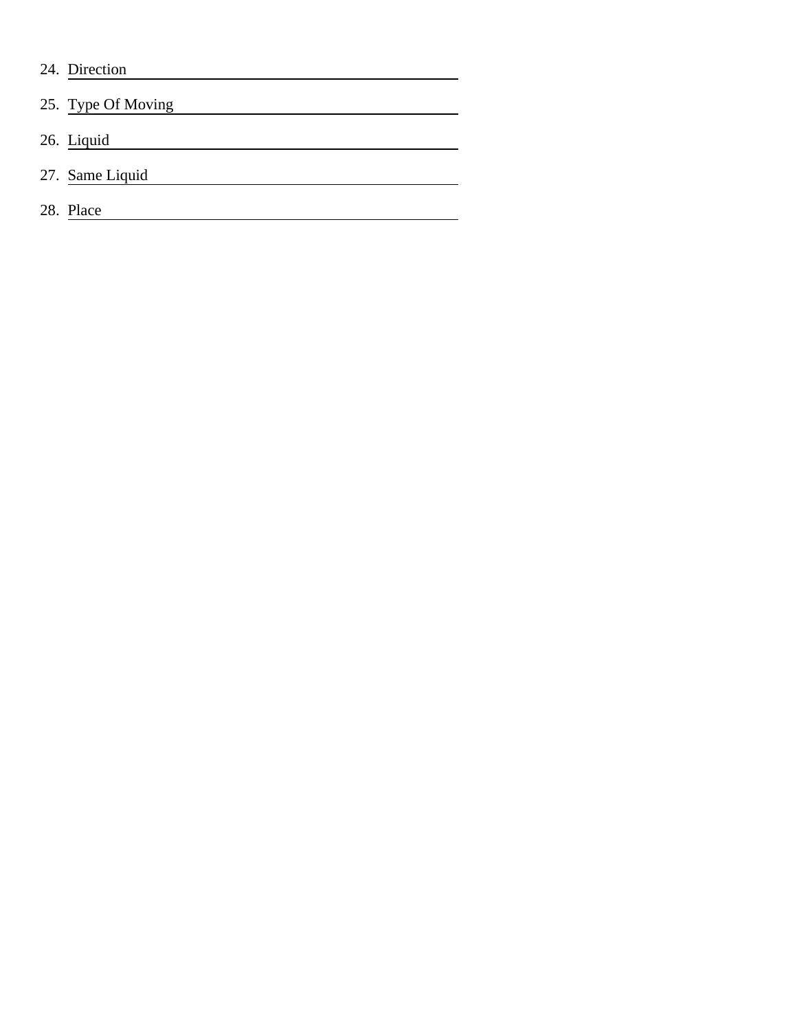24. Direction
25. Type Of Moving
26. Liquid
27. Same Liquid
28. Place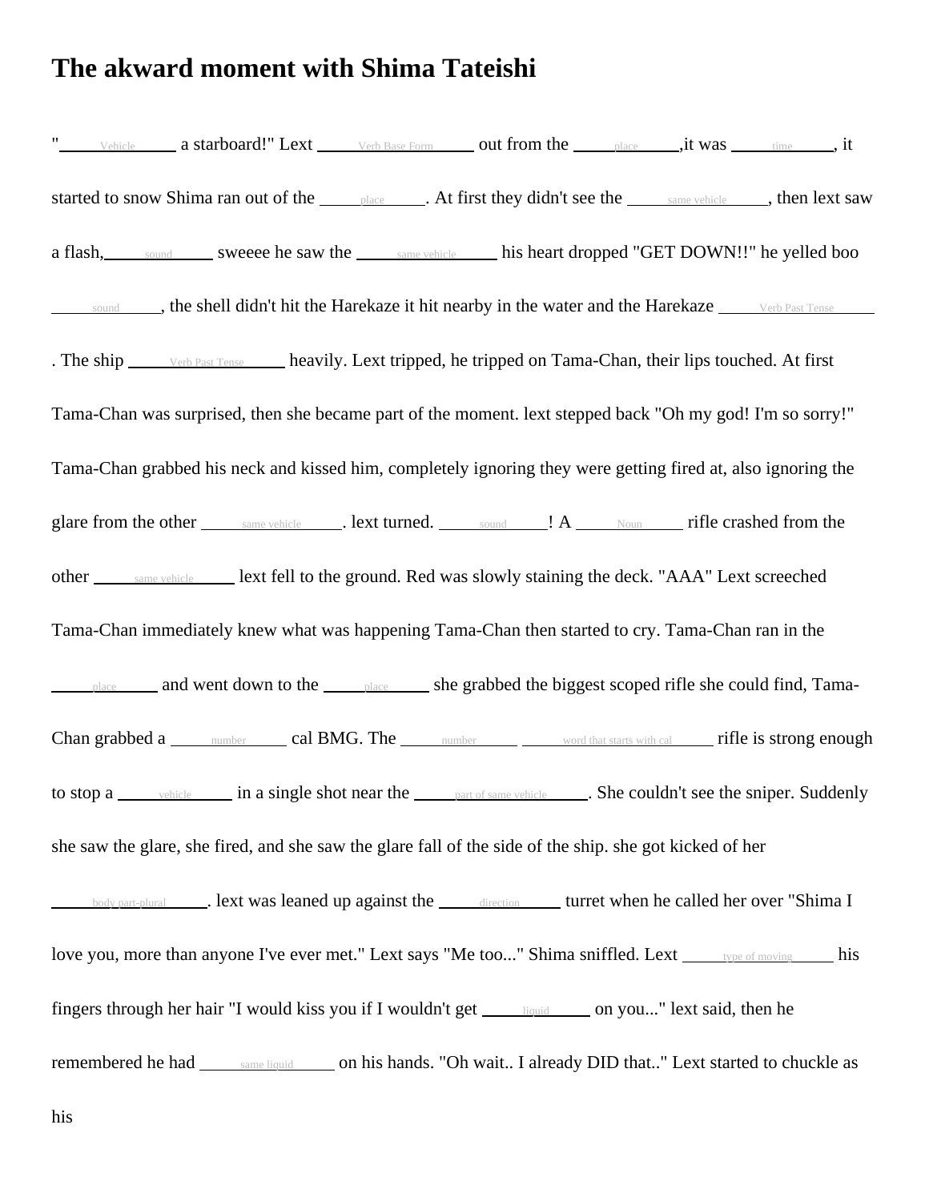# The akward moment with Shima Tateishi

"\_\_\_\_Vehicle\_\_\_\_ a starboard!" Lext \_\_\_\_Verb Base Form\_\_\_\_ out from the \_\_\_\_place\_\_\_\_,it was \_\_\_\_time\_\_\_\_, it started to snow Shima ran out of the \_\_\_\_place\_\_\_\_. At first they didn't see the \_\_\_\_same vehicle\_\_\_\_, then lext saw a flash, \_\_\_\_sound\_\_\_\_ sweeee he saw the \_\_\_\_same vehicle\_\_\_\_ his heart dropped "GET DOWN!!" he yelled boo \_\_\_\_sound\_\_\_\_, the shell didn't hit the Harekaze it hit nearby in the water and the Harekaze \_\_\_\_Verb Past Tense\_\_\_\_. The ship \_\_\_\_Verb Past Tense\_\_\_\_ heavily. Lext tripped, he tripped on Tama-Chan, their lips touched. At first Tama-Chan was surprised, then she became part of the moment. lext stepped back "Oh my god! I'm so sorry!" Tama-Chan grabbed his neck and kissed him, completely ignoring they were getting fired at, also ignoring the glare from the other \_\_\_\_same vehicle\_\_\_\_. lext turned. \_\_\_\_sound\_\_\_\_! A \_\_\_\_Noun\_\_\_\_ rifle crashed from the other \_\_\_\_same vehicle\_\_\_\_ lext fell to the ground. Red was slowly staining the deck. "AAA" Lext screeched Tama-Chan immediately knew what was happening Tama-Chan then started to cry. Tama-Chan ran in the \_\_\_\_place\_\_\_\_ and went down to the \_\_\_\_place\_\_\_\_ she grabbed the biggest scoped rifle she could find, Tama-Chan grabbed a \_\_\_\_number\_\_\_\_ cal BMG. The \_\_\_\_number\_\_\_\_ \_\_\_\_word that starts with cal\_\_\_\_ rifle is strong enough to stop a \_\_\_\_vehicle\_\_\_\_ in a single shot near the \_\_\_\_part of same vehicle\_\_\_\_. She couldn't see the sniper. Suddenly she saw the glare, she fired, and she saw the glare fall of the side of the ship. she got kicked of her \_\_\_\_body part-plural\_\_\_\_. lext was leaned up against the \_\_\_\_direction\_\_\_\_ turret when he called her over "Shima I love you, more than anyone I've ever met." Lext says "Me too..." Shima sniffled. Lext \_\_\_\_type of moving\_\_\_\_ his fingers through her hair "I would kiss you if I wouldn't get \_\_\_\_liquid\_\_\_\_ on you..." lext said, then he remembered he had \_\_\_\_same liquid\_\_\_\_ on his hands. "Oh wait.. I already DID that.." Lext started to chuckle as his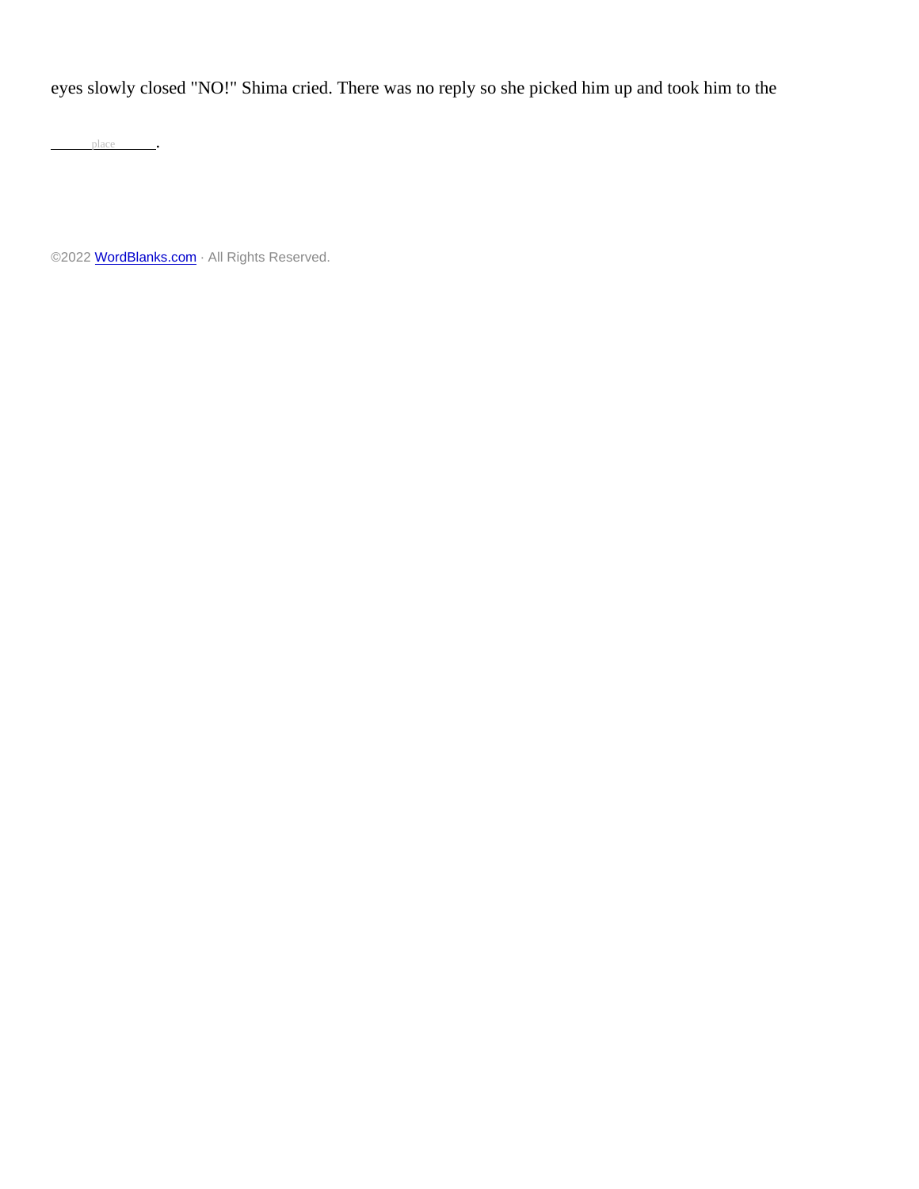eyes slowly closed "NO!" Shima cried. There was no reply so she picked him up and took him to the

\_\_\_\_\_\_place\_\_\_\_\_\_.

©2022 WordBlanks.com · All Rights Reserved.